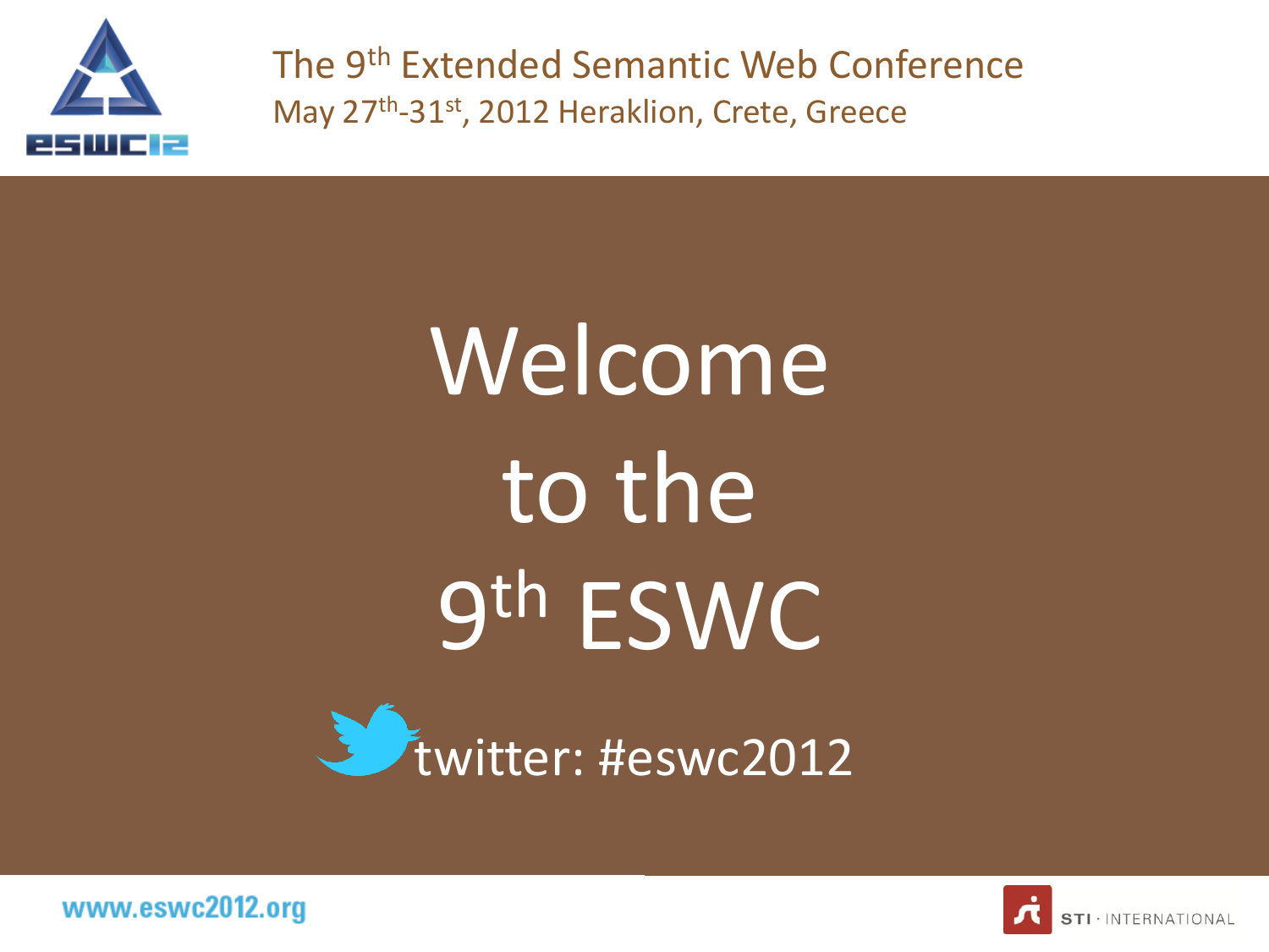The 9th Extended Semantic Web Conference

May 27th-31st, 2012 Heraklion, Crete, Greece

# Welcome to the 9th ESWC

twitter: #eswc2012

www.eswc2012.org

STI · INTERNATIONAL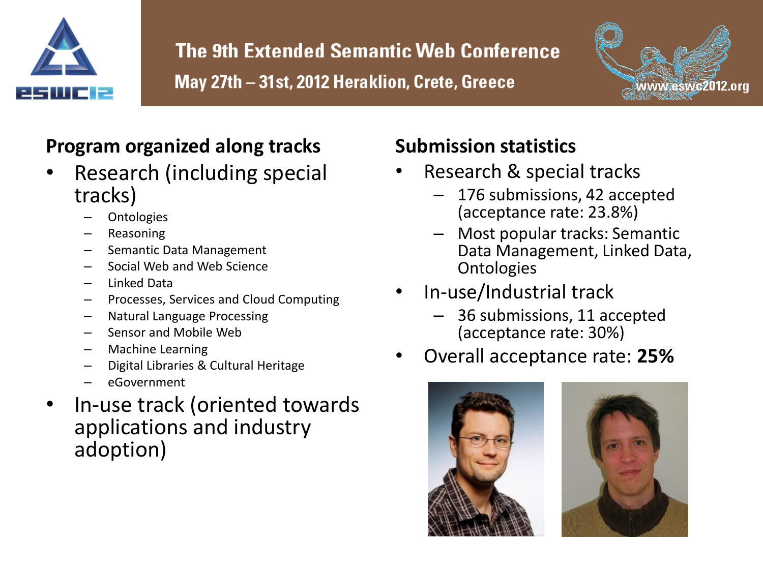## Program organized along tracks

- Research (including special tracks)
  - Ontologies
  - Reasoning
  - Semantic Data Management
  - Social Web and Web Science
  - Linked Data
  - Processes, Services and Cloud Computing
  - Natural Language Processing
  - Sensor and Mobile Web
  - Machine Learning
  - Digital Libraries & Cultural Heritage
  - eGovernment
- In-use track (oriented towards applications and industry adoption)

## Submission statistics

- Research & special tracks
  - 176 submissions, 42 accepted (acceptance rate: 23.8%)
  - Most popular tracks: Semantic Data Management, Linked Data, Ontologies
- In-use/Industrial track
  - 36 submissions, 11 accepted (acceptance rate: 30%)
- Overall acceptance rate: **25%**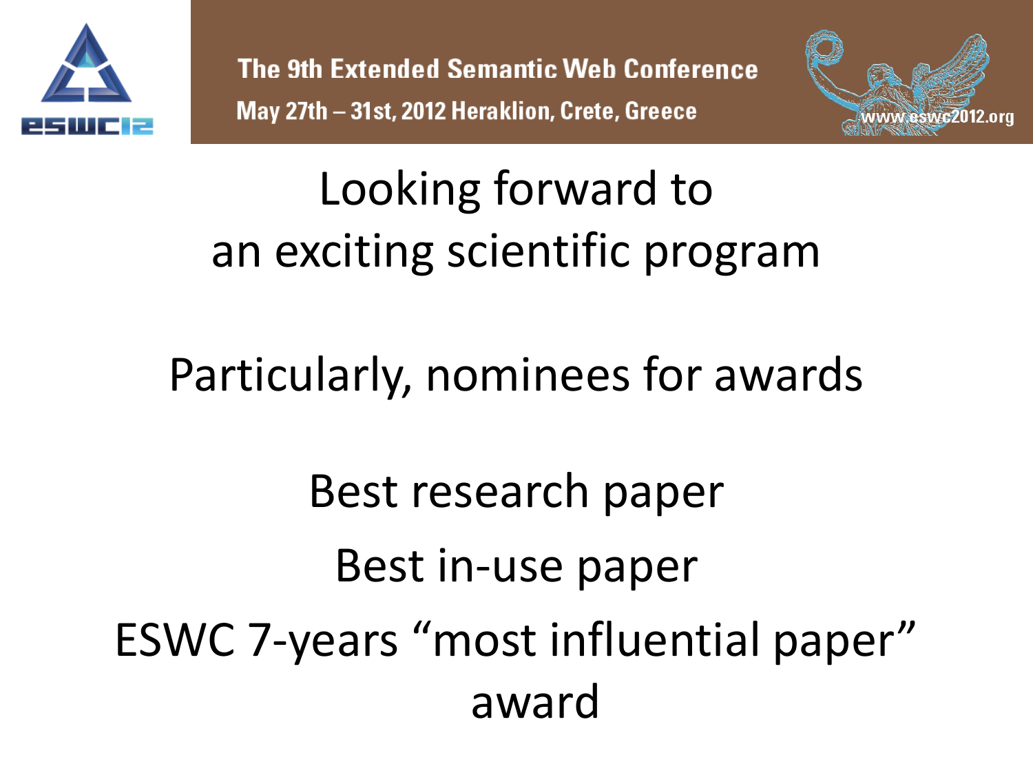Looking forward to
an exciting scientific program

Particularly, nominees for awards

Best research paper

Best in-use paper

ESWC 7-years “most influential paper” award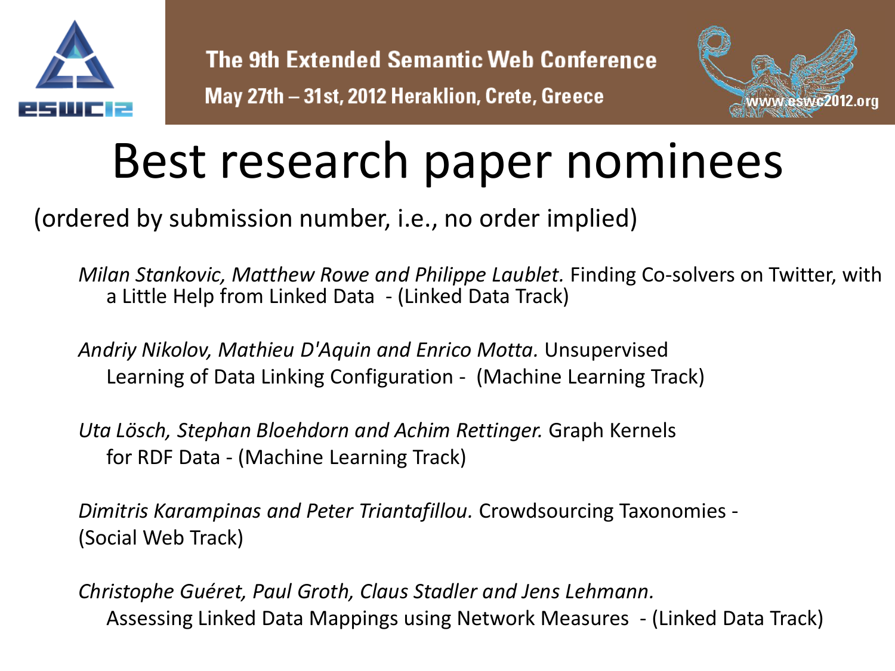# Best research paper nominees

(ordered by submission number, i.e., no order implied)

*Milan Stankovic, Matthew Rowe and Philippe Laublet.* Finding Co-solvers on Twitter, with a Little Help from Linked Data - (Linked Data Track)

*Andriy Nikolov, Mathieu D'Aquin and Enrico Motta.* Unsupervised Learning of Data Linking Configuration - (Machine Learning Track)

*Uta Lösch, Stephan Bloehdorn and Achim Rettinger.* Graph Kernels for RDF Data - (Machine Learning Track)

*Dimitris Karampinas and Peter Triantafillou.* Crowdsourcing Taxonomies - (Social Web Track)

*Christophe Guéret, Paul Groth, Claus Stadler and Jens Lehmann.* Assessing Linked Data Mappings using Network Measures - (Linked Data Track)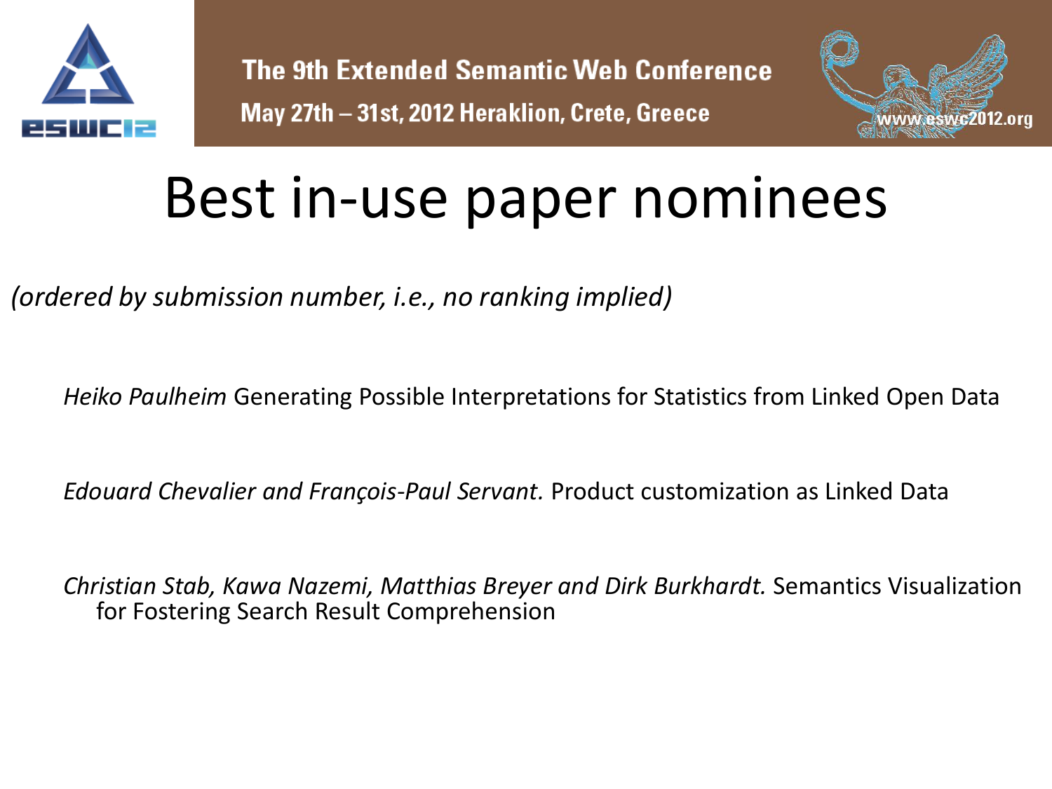# Best in-use paper nominees

*(ordered by submission number, i.e., no ranking implied)*

*Heiko Paulheim* Generating Possible Interpretations for Statistics from Linked Open Data

*Edouard Chevalier and François-Paul Servant.* Product customization as Linked Data

*Christian Stab, Kawa Nazemi, Matthias Breyer and Dirk Burkhardt.* Semantics Visualization for Fostering Search Result Comprehension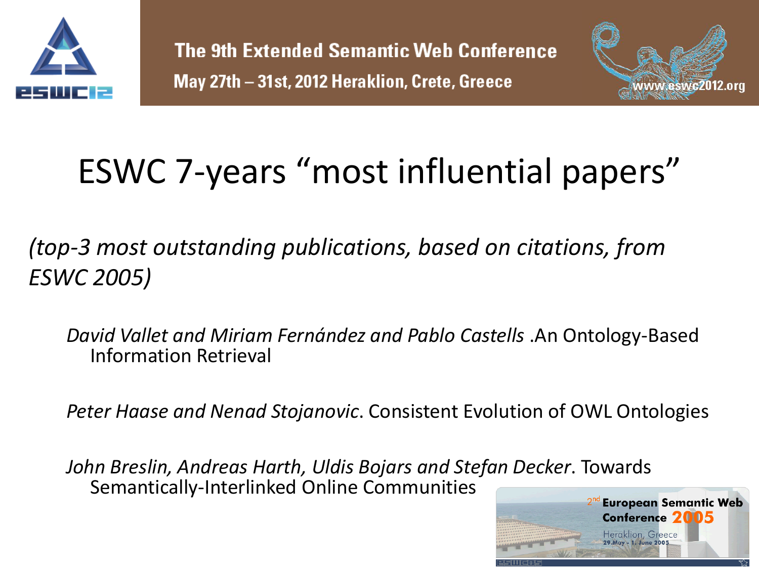# ESWC 7-years "most influential papers"

*(top-3 most outstanding publications, based on citations, from ESWC 2005)*

*David Vallet and Miriam Fernández and Pablo Castells* .An Ontology-Based Information Retrieval

*Peter Haase and Nenad Stojanovic*. Consistent Evolution of OWL Ontologies

*John Breslin, Andreas Harth, Uldis Bojars and Stefan Decker*. Towards Semantically-Interlinked Online Communities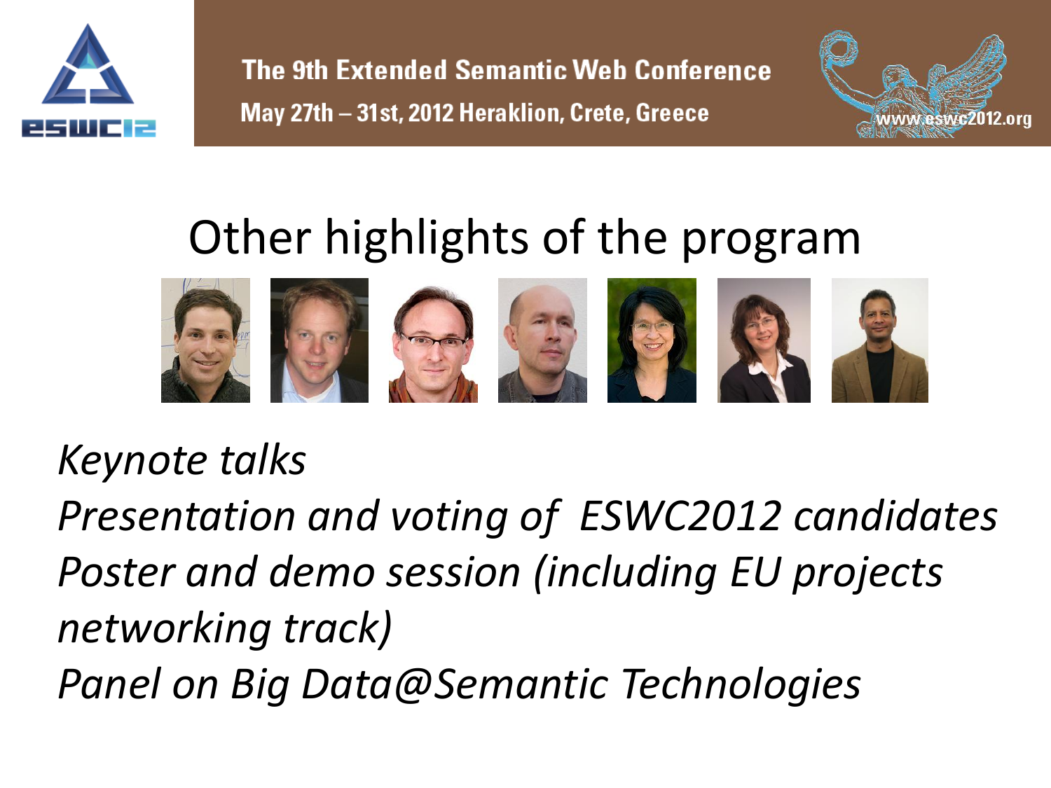# Other highlights of the program

*Keynote talks*

*Presentation and voting of ESWC2012 candidates*

*Poster and demo session (including EU projects networking track)*

*Panel on Big Data@Semantic Technologies*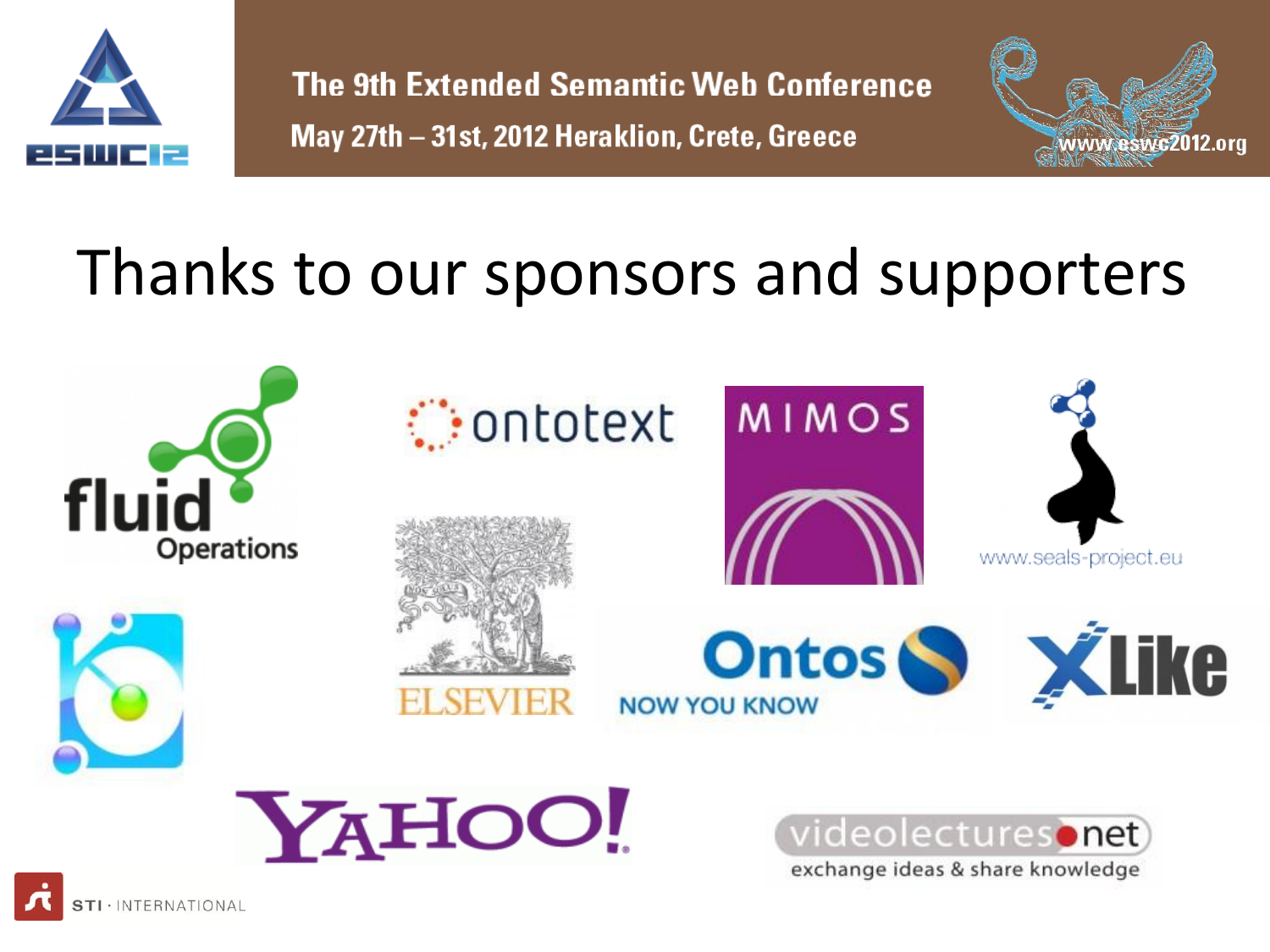# Thanks to our sponsors and supporters

fluid Operations

ontotext

MIMOS

www.seals-project.eu

ELSEVIER

Ontos NOW YOU KNOW

XLike

YAHOO!

videolectures.net exchange ideas & share knowledge

STI · INTERNATIONAL